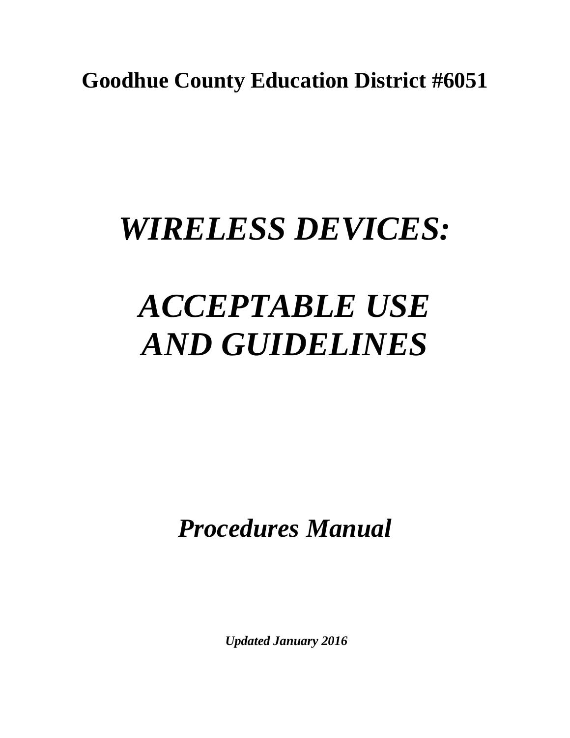**Goodhue County Education District #6051**

# *WIRELESS DEVICES:*

# *ACCEPTABLE USE AND GUIDELINES*

## *Procedures Manual*

***Updated January 2016***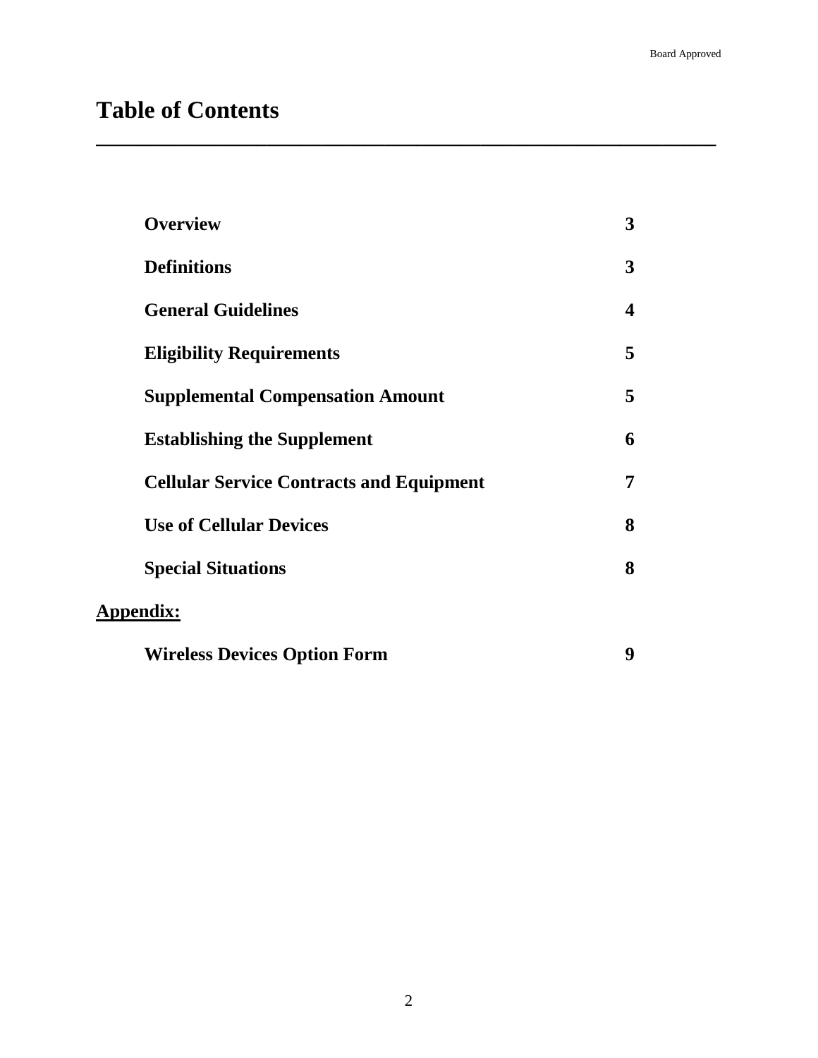# Table of Contents

| | |
|---|---|
| **Overview** | **3** |
| **Definitions** | **3** |
| **General Guidelines** | **4** |
| **Eligibility Requirements** | **5** |
| **Supplemental Compensation Amount** | **5** |
| **Establishing the Supplement** | **6** |
| **Cellular Service Contracts and Equipment** | **7** |
| **Use of Cellular Devices** | **8** |
| **Special Situations** | **8** |

**Appendix:**

| | |
|---|---|
| **Wireless Devices Option Form** | **9** |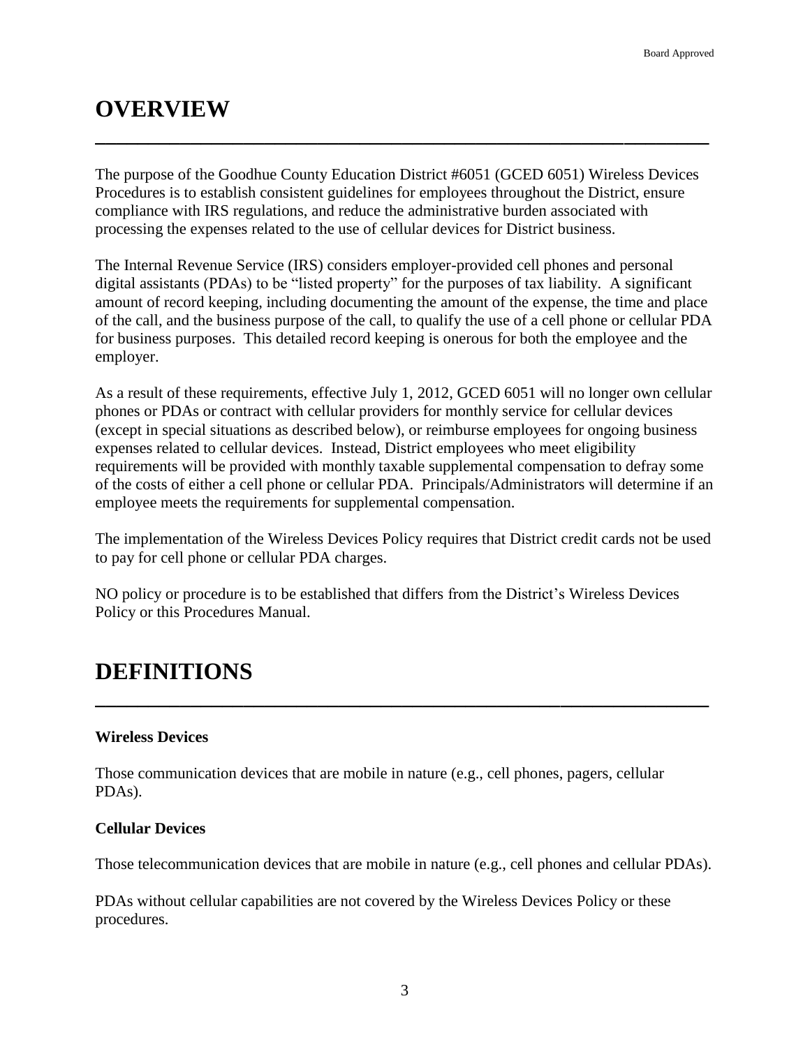# OVERVIEW

The purpose of the Goodhue County Education District #6051 (GCED 6051) Wireless Devices Procedures is to establish consistent guidelines for employees throughout the District, ensure compliance with IRS regulations, and reduce the administrative burden associated with processing the expenses related to the use of cellular devices for District business.

The Internal Revenue Service (IRS) considers employer-provided cell phones and personal digital assistants (PDAs) to be "listed property" for the purposes of tax liability. A significant amount of record keeping, including documenting the amount of the expense, the time and place of the call, and the business purpose of the call, to qualify the use of a cell phone or cellular PDA for business purposes. This detailed record keeping is onerous for both the employee and the employer.

As a result of these requirements, effective July 1, 2012, GCED 6051 will no longer own cellular phones or PDAs or contract with cellular providers for monthly service for cellular devices (except in special situations as described below), or reimburse employees for ongoing business expenses related to cellular devices. Instead, District employees who meet eligibility requirements will be provided with monthly taxable supplemental compensation to defray some of the costs of either a cell phone or cellular PDA. Principals/Administrators will determine if an employee meets the requirements for supplemental compensation.

The implementation of the Wireless Devices Policy requires that District credit cards not be used to pay for cell phone or cellular PDA charges.

NO policy or procedure is to be established that differs from the District's Wireless Devices Policy or this Procedures Manual.

# DEFINITIONS

**Wireless Devices**

Those communication devices that are mobile in nature (e.g., cell phones, pagers, cellular PDAs).

**Cellular Devices**

Those telecommunication devices that are mobile in nature (e.g., cell phones and cellular PDAs).

PDAs without cellular capabilities are not covered by the Wireless Devices Policy or these procedures.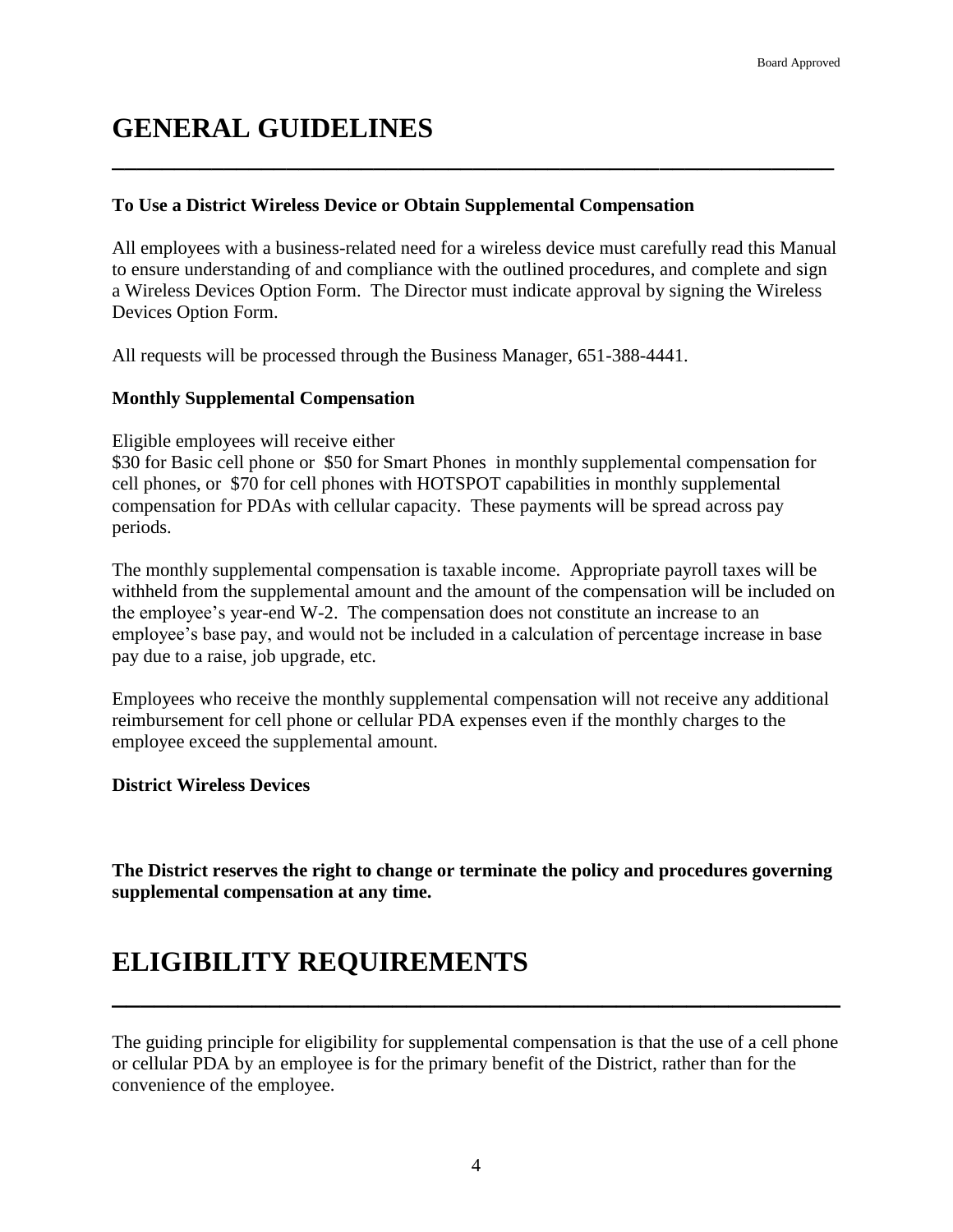# GENERAL GUIDELINES

**To Use a District Wireless Device or Obtain Supplemental Compensation**

All employees with a business-related need for a wireless device must carefully read this Manual to ensure understanding of and compliance with the outlined procedures, and complete and sign a Wireless Devices Option Form. The Director must indicate approval by signing the Wireless Devices Option Form.

All requests will be processed through the Business Manager, 651-388-4441.

**Monthly Supplemental Compensation**

Eligible employees will receive either
$30 for Basic cell phone or $50 for Smart Phones in monthly supplemental compensation for cell phones, or $70 for cell phones with HOTSPOT capabilities in monthly supplemental compensation for PDAs with cellular capacity. These payments will be spread across pay periods.

The monthly supplemental compensation is taxable income. Appropriate payroll taxes will be withheld from the supplemental amount and the amount of the compensation will be included on the employee's year-end W-2. The compensation does not constitute an increase to an employee's base pay, and would not be included in a calculation of percentage increase in base pay due to a raise, job upgrade, etc.

Employees who receive the monthly supplemental compensation will not receive any additional reimbursement for cell phone or cellular PDA expenses even if the monthly charges to the employee exceed the supplemental amount.

**District Wireless Devices**

**The District reserves the right to change or terminate the policy and procedures governing supplemental compensation at any time.**

# ELIGIBILITY REQUIREMENTS

The guiding principle for eligibility for supplemental compensation is that the use of a cell phone or cellular PDA by an employee is for the primary benefit of the District, rather than for the convenience of the employee.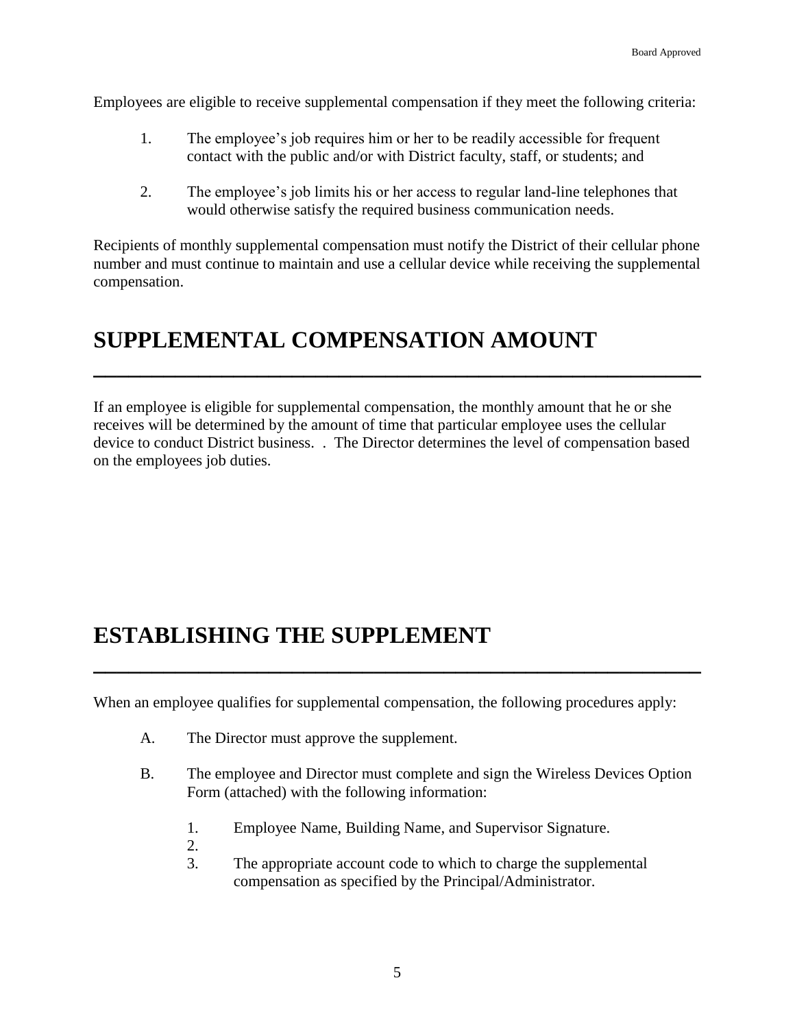Employees are eligible to receive supplemental compensation if they meet the following criteria:

1. The employee's job requires him or her to be readily accessible for frequent contact with the public and/or with District faculty, staff, or students; and

2. The employee's job limits his or her access to regular land-line telephones that would otherwise satisfy the required business communication needs.

Recipients of monthly supplemental compensation must notify the District of their cellular phone number and must continue to maintain and use a cellular device while receiving the supplemental compensation.

# SUPPLEMENTAL COMPENSATION AMOUNT

If an employee is eligible for supplemental compensation, the monthly amount that he or she receives will be determined by the amount of time that particular employee uses the cellular device to conduct District business. . The Director determines the level of compensation based on the employees job duties.

# ESTABLISHING THE SUPPLEMENT

When an employee qualifies for supplemental compensation, the following procedures apply:

A. The Director must approve the supplement.

B. The employee and Director must complete and sign the Wireless Devices Option Form (attached) with the following information:

   1. Employee Name, Building Name, and Supervisor Signature.
   2. 
   3. The appropriate account code to which to charge the supplemental compensation as specified by the Principal/Administrator.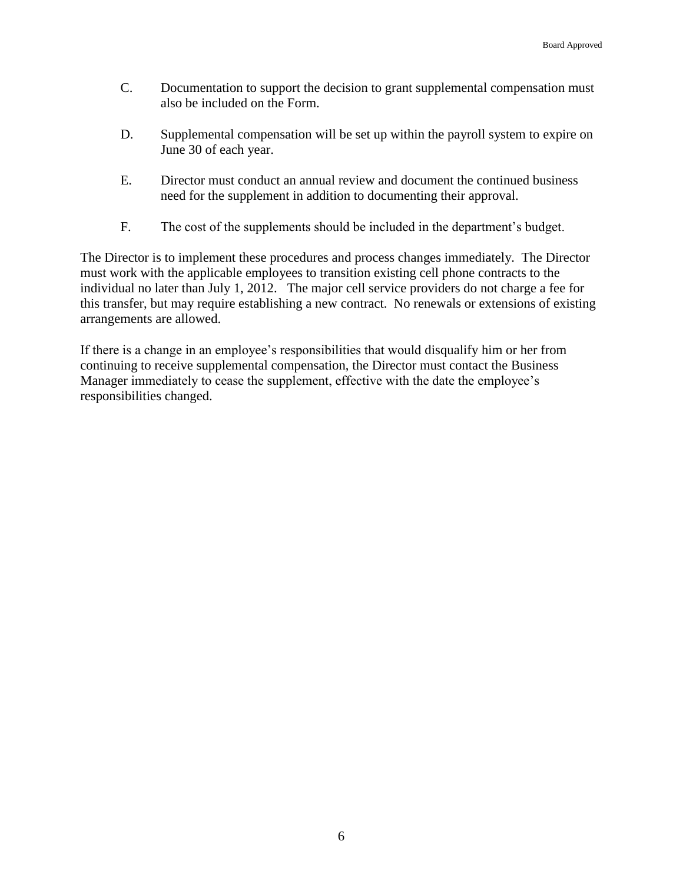C. Documentation to support the decision to grant supplemental compensation must also be included on the Form.

D. Supplemental compensation will be set up within the payroll system to expire on June 30 of each year.

E. Director must conduct an annual review and document the continued business need for the supplement in addition to documenting their approval.

F. The cost of the supplements should be included in the department's budget.

The Director is to implement these procedures and process changes immediately. The Director must work with the applicable employees to transition existing cell phone contracts to the individual no later than July 1, 2012. The major cell service providers do not charge a fee for this transfer, but may require establishing a new contract. No renewals or extensions of existing arrangements are allowed.

If there is a change in an employee's responsibilities that would disqualify him or her from continuing to receive supplemental compensation, the Director must contact the Business Manager immediately to cease the supplement, effective with the date the employee's responsibilities changed.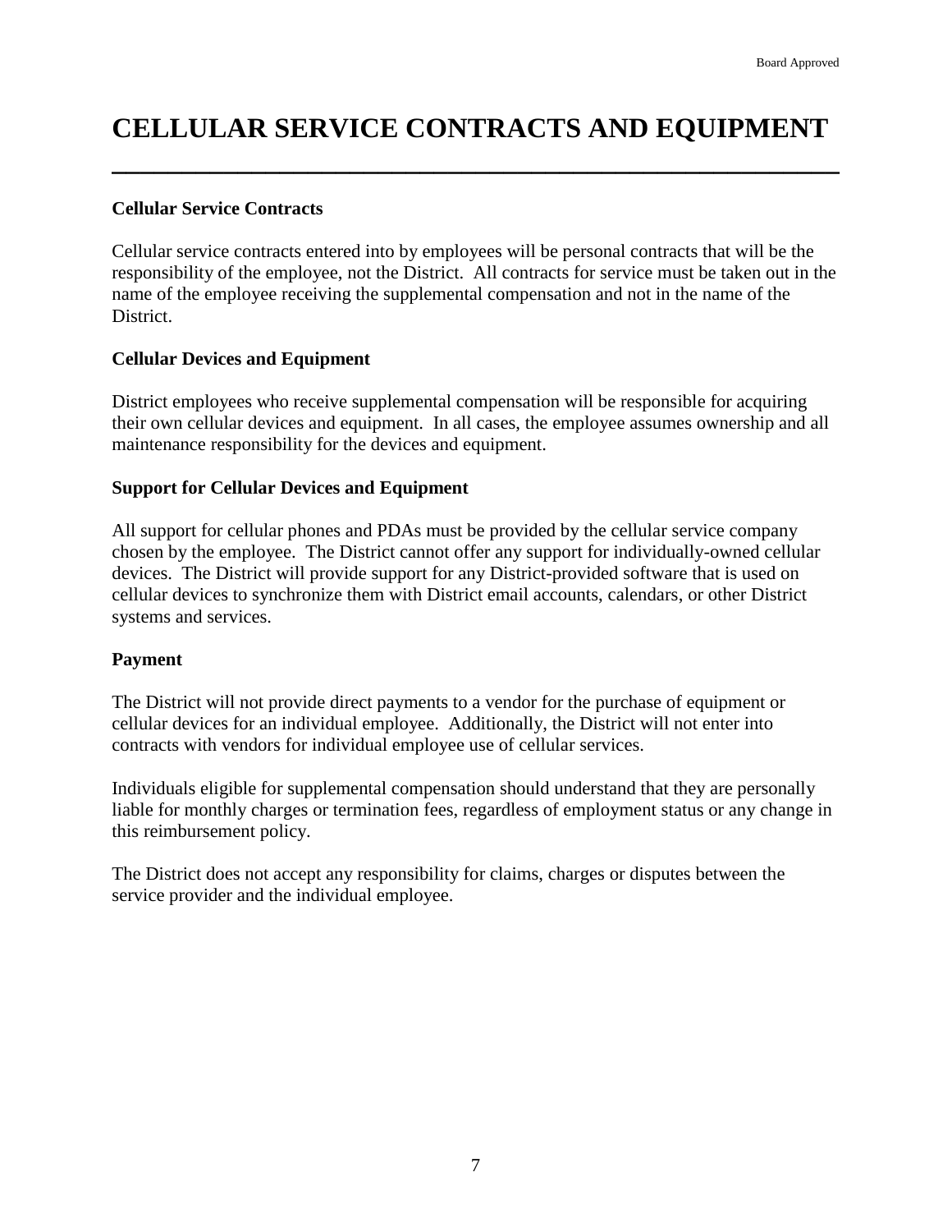# CELLULAR SERVICE CONTRACTS AND EQUIPMENT

## Cellular Service Contracts

Cellular service contracts entered into by employees will be personal contracts that will be the responsibility of the employee, not the District. All contracts for service must be taken out in the name of the employee receiving the supplemental compensation and not in the name of the District.

## Cellular Devices and Equipment

District employees who receive supplemental compensation will be responsible for acquiring their own cellular devices and equipment. In all cases, the employee assumes ownership and all maintenance responsibility for the devices and equipment.

## Support for Cellular Devices and Equipment

All support for cellular phones and PDAs must be provided by the cellular service company chosen by the employee. The District cannot offer any support for individually-owned cellular devices. The District will provide support for any District-provided software that is used on cellular devices to synchronize them with District email accounts, calendars, or other District systems and services.

## Payment

The District will not provide direct payments to a vendor for the purchase of equipment or cellular devices for an individual employee. Additionally, the District will not enter into contracts with vendors for individual employee use of cellular services.

Individuals eligible for supplemental compensation should understand that they are personally liable for monthly charges or termination fees, regardless of employment status or any change in this reimbursement policy.

The District does not accept any responsibility for claims, charges or disputes between the service provider and the individual employee.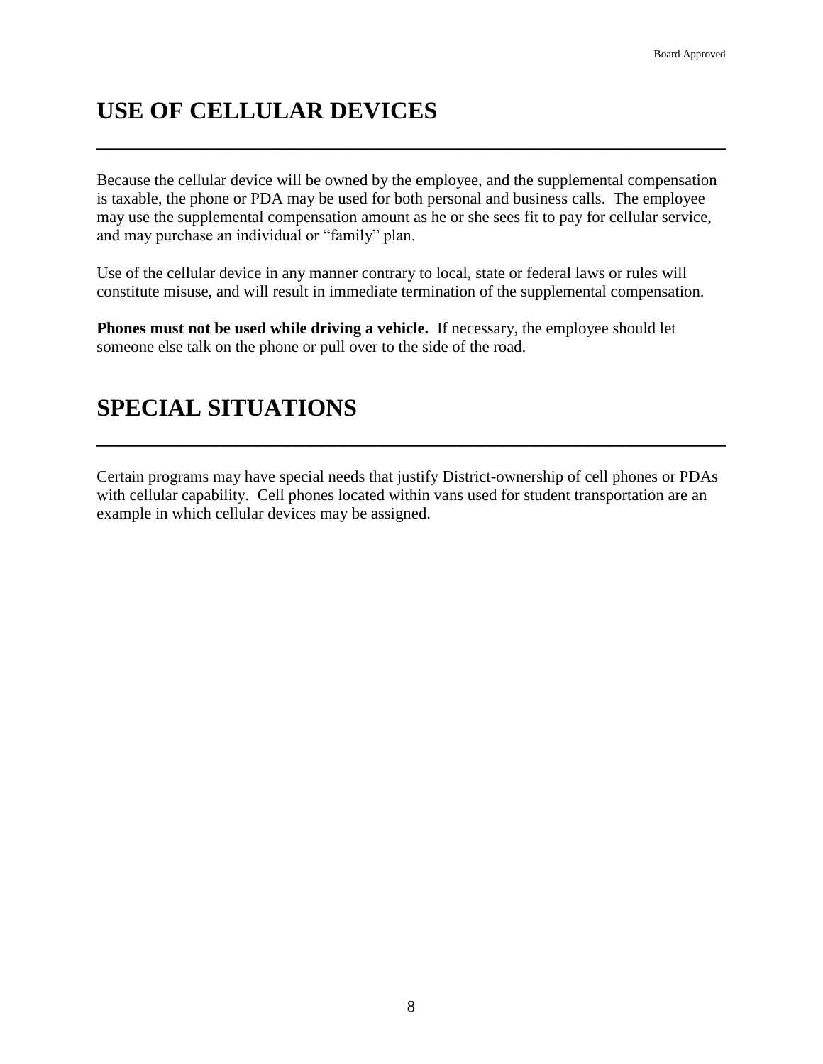# USE OF CELLULAR DEVICES

Because the cellular device will be owned by the employee, and the supplemental compensation is taxable, the phone or PDA may be used for both personal and business calls. The employee may use the supplemental compensation amount as he or she sees fit to pay for cellular service, and may purchase an individual or "family" plan.

Use of the cellular device in any manner contrary to local, state or federal laws or rules will constitute misuse, and will result in immediate termination of the supplemental compensation.

**Phones must not be used while driving a vehicle.** If necessary, the employee should let someone else talk on the phone or pull over to the side of the road.

# SPECIAL SITUATIONS

Certain programs may have special needs that justify District-ownership of cell phones or PDAs with cellular capability. Cell phones located within vans used for student transportation are an example in which cellular devices may be assigned.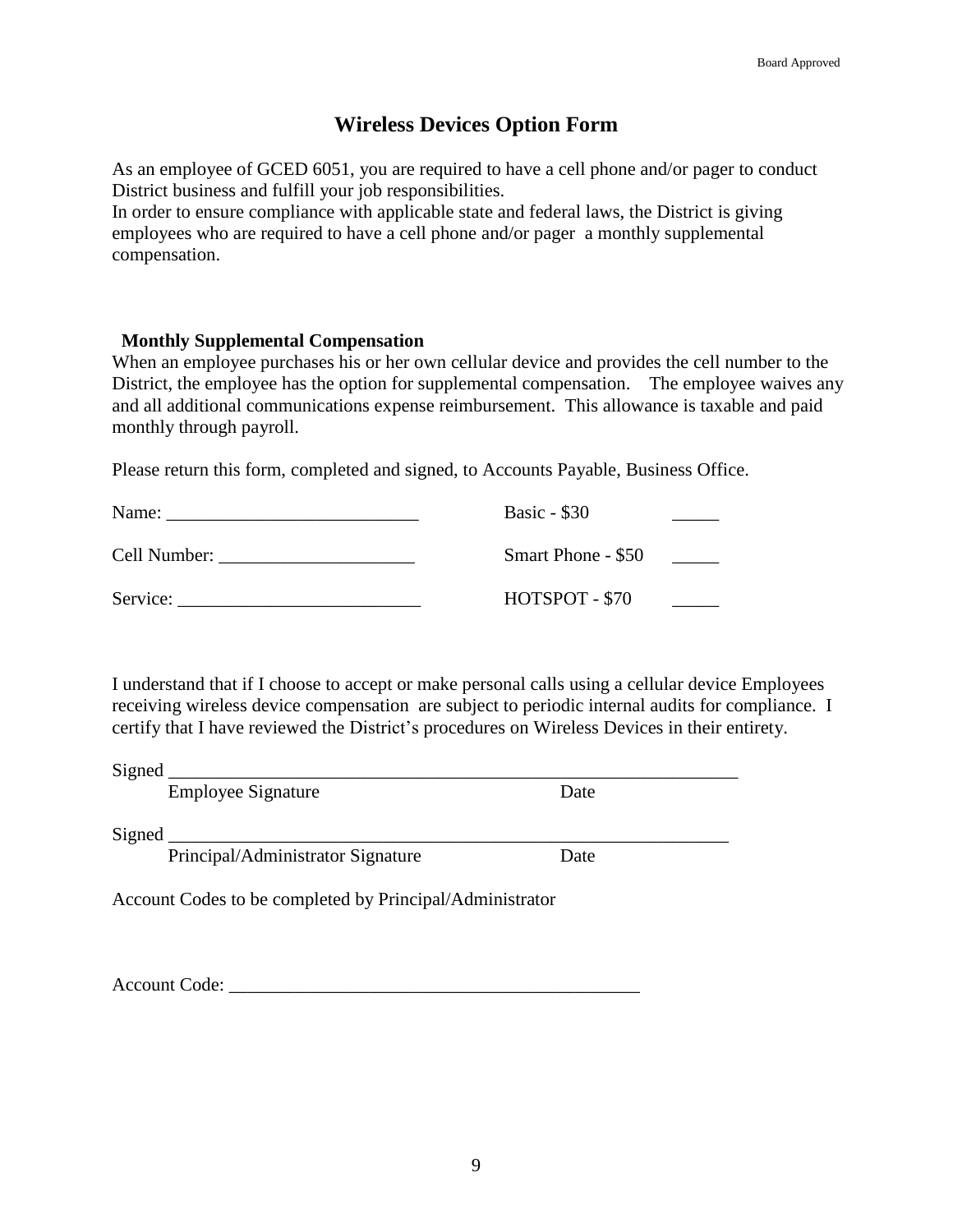# Wireless Devices Option Form

As an employee of GCED 6051, you are required to have a cell phone and/or pager to conduct District business and fulfill your job responsibilities.
In order to ensure compliance with applicable state and federal laws, the District is giving employees who are required to have a cell phone and/or pager a monthly supplemental compensation.

**Monthly Supplemental Compensation**

When an employee purchases his or her own cellular device and provides the cell number to the District, the employee has the option for supplemental compensation. The employee waives any and all additional communications expense reimbursement. This allowance is taxable and paid monthly through payroll.

Please return this form, completed and signed, to Accounts Payable, Business Office.

| | |
|---|---|
| Name: ___________________________ | Basic - $30 _____ |
| Cell Number: _____________________ | Smart Phone - $50 _____ |
| Service: __________________________ | HOTSPOT - $70 _____ |

I understand that if I choose to accept or make personal calls using a cellular device Employees receiving wireless device compensation are subject to periodic internal audits for compliance. I certify that I have reviewed the District's procedures on Wireless Devices in their entirety.

Signed ______________________________________________________________
Employee Signature Date

Signed ______________________________________________________________
Principal/Administrator Signature Date

Account Codes to be completed by Principal/Administrator

Account Code: ____________________________________________